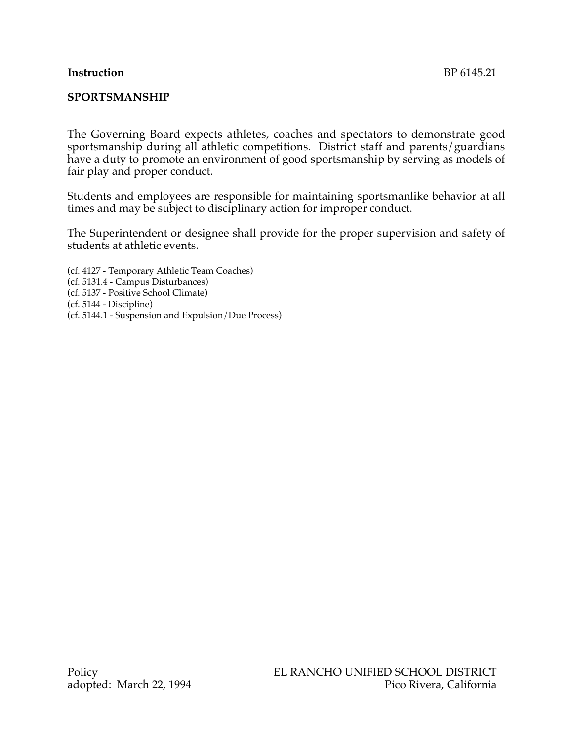**Instruction** BP 6145.21

## SPORTSMANSHIP

The Governing Board expects athletes, coaches and spectators to demonstrate good sportsmanship during all athletic competitions. District staff and parents/guardians have a duty to promote an environment of good sportsmanship by serving as models of fair play and proper conduct.

Students and employees are responsible for maintaining sportsmanlike behavior at all times and may be subject to disciplinary action for improper conduct.

The Superintendent or designee shall provide for the proper supervision and safety of students at athletic events.

(cf. 4127 - Temporary Athletic Team Coaches)
(cf. 5131.4 - Campus Disturbances)
(cf. 5137 - Positive School Climate)
(cf. 5144 - Discipline)
(cf. 5144.1 - Suspension and Expulsion/Due Process)

Policy
adopted: March 22, 1994

EL RANCHO UNIFIED SCHOOL DISTRICT
Pico Rivera, California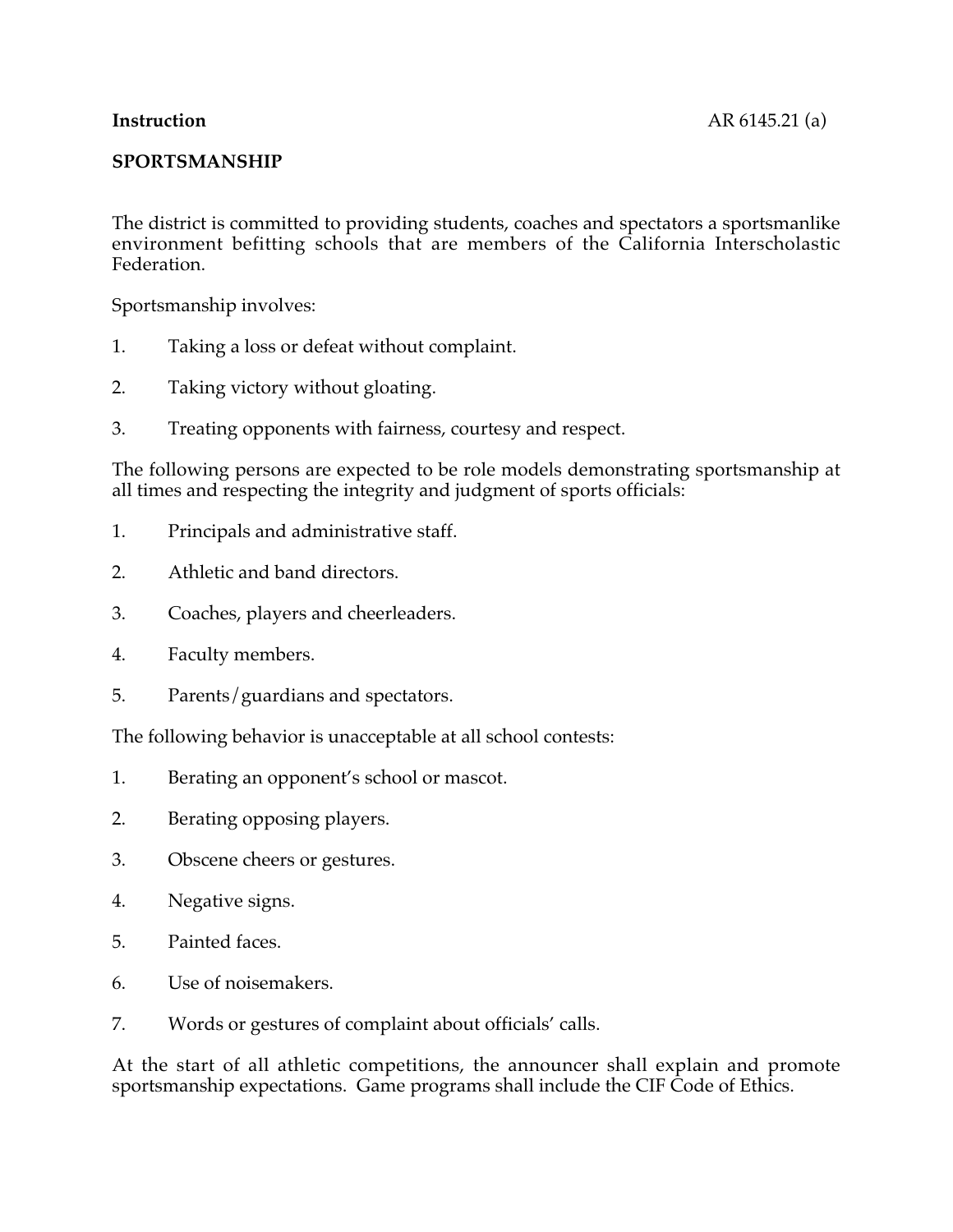**Instruction** AR 6145.21 (a)

**SPORTSMANSHIP**

The district is committed to providing students, coaches and spectators a sportsmanlike environment befitting schools that are members of the California Interscholastic Federation.

Sportsmanship involves:

1. Taking a loss or defeat without complaint.

2. Taking victory without gloating.

3. Treating opponents with fairness, courtesy and respect.

The following persons are expected to be role models demonstrating sportsmanship at all times and respecting the integrity and judgment of sports officials:

1. Principals and administrative staff.

2. Athletic and band directors.

3. Coaches, players and cheerleaders.

4. Faculty members.

5. Parents/guardians and spectators.

The following behavior is unacceptable at all school contests:

1. Berating an opponent's school or mascot.

2. Berating opposing players.

3. Obscene cheers or gestures.

4. Negative signs.

5. Painted faces.

6. Use of noisemakers.

7. Words or gestures of complaint about officials' calls.

At the start of all athletic competitions, the announcer shall explain and promote sportsmanship expectations. Game programs shall include the CIF Code of Ethics.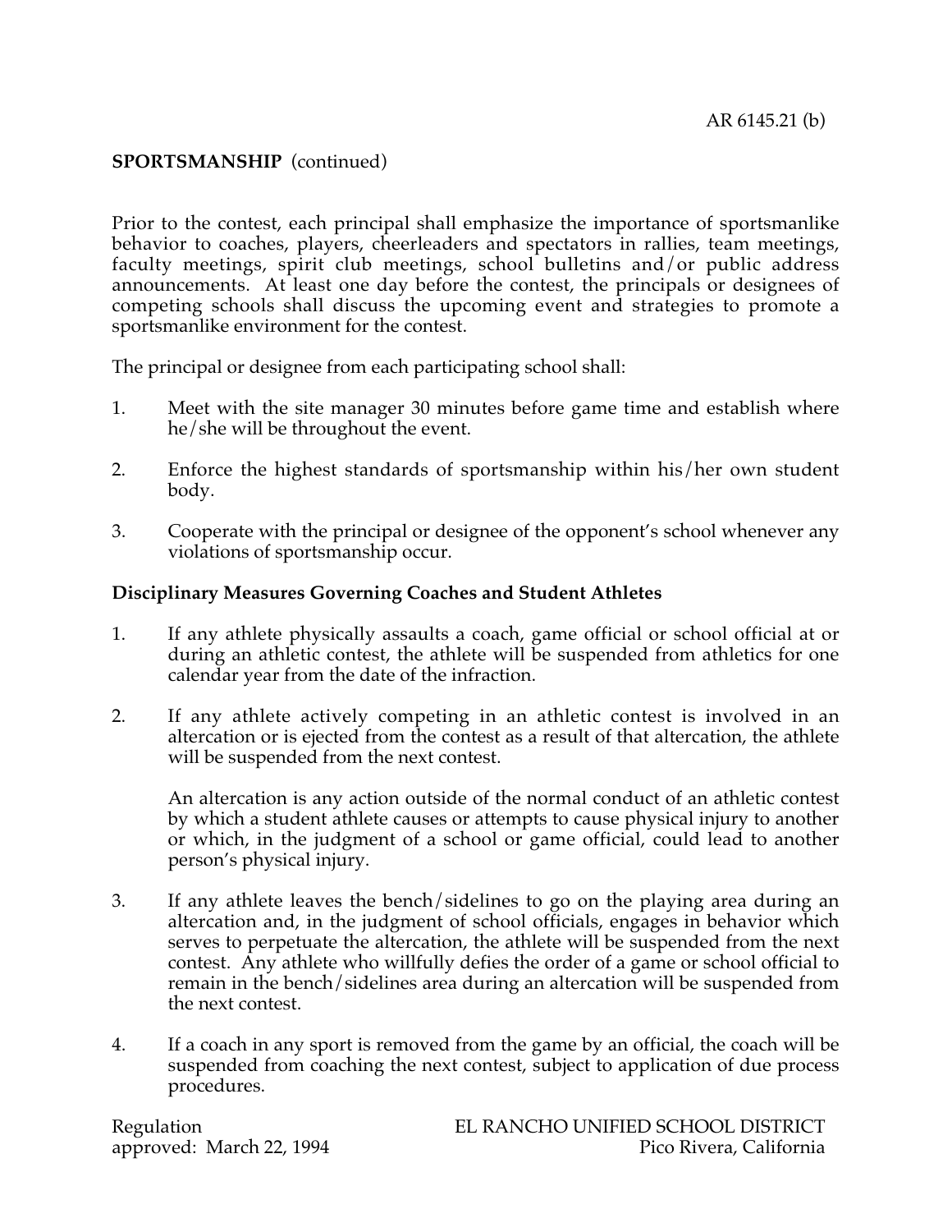**SPORTSMANSHIP** (continued)

Prior to the contest, each principal shall emphasize the importance of sportsmanlike behavior to coaches, players, cheerleaders and spectators in rallies, team meetings, faculty meetings, spirit club meetings, school bulletins and/or public address announcements. At least one day before the contest, the principals or designees of competing schools shall discuss the upcoming event and strategies to promote a sportsmanlike environment for the contest.

The principal or designee from each participating school shall:

1. Meet with the site manager 30 minutes before game time and establish where he/she will be throughout the event.

2. Enforce the highest standards of sportsmanship within his/her own student body.

3. Cooperate with the principal or designee of the opponent's school whenever any violations of sportsmanship occur.

**Disciplinary Measures Governing Coaches and Student Athletes**

1. If any athlete physically assaults a coach, game official or school official at or during an athletic contest, the athlete will be suspended from athletics for one calendar year from the date of the infraction.

2. If any athlete actively competing in an athletic contest is involved in an altercation or is ejected from the contest as a result of that altercation, the athlete will be suspended from the next contest.

   An altercation is any action outside of the normal conduct of an athletic contest by which a student athlete causes or attempts to cause physical injury to another or which, in the judgment of a school or game official, could lead to another person's physical injury.

3. If any athlete leaves the bench/sidelines to go on the playing area during an altercation and, in the judgment of school officials, engages in behavior which serves to perpetuate the altercation, the athlete will be suspended from the next contest. Any athlete who willfully defies the order of a game or school official to remain in the bench/sidelines area during an altercation will be suspended from the next contest.

4. If a coach in any sport is removed from the game by an official, the coach will be suspended from coaching the next contest, subject to application of due process procedures.

Regulation approved: March 22, 1994

EL RANCHO UNIFIED SCHOOL DISTRICT
Pico Rivera, California